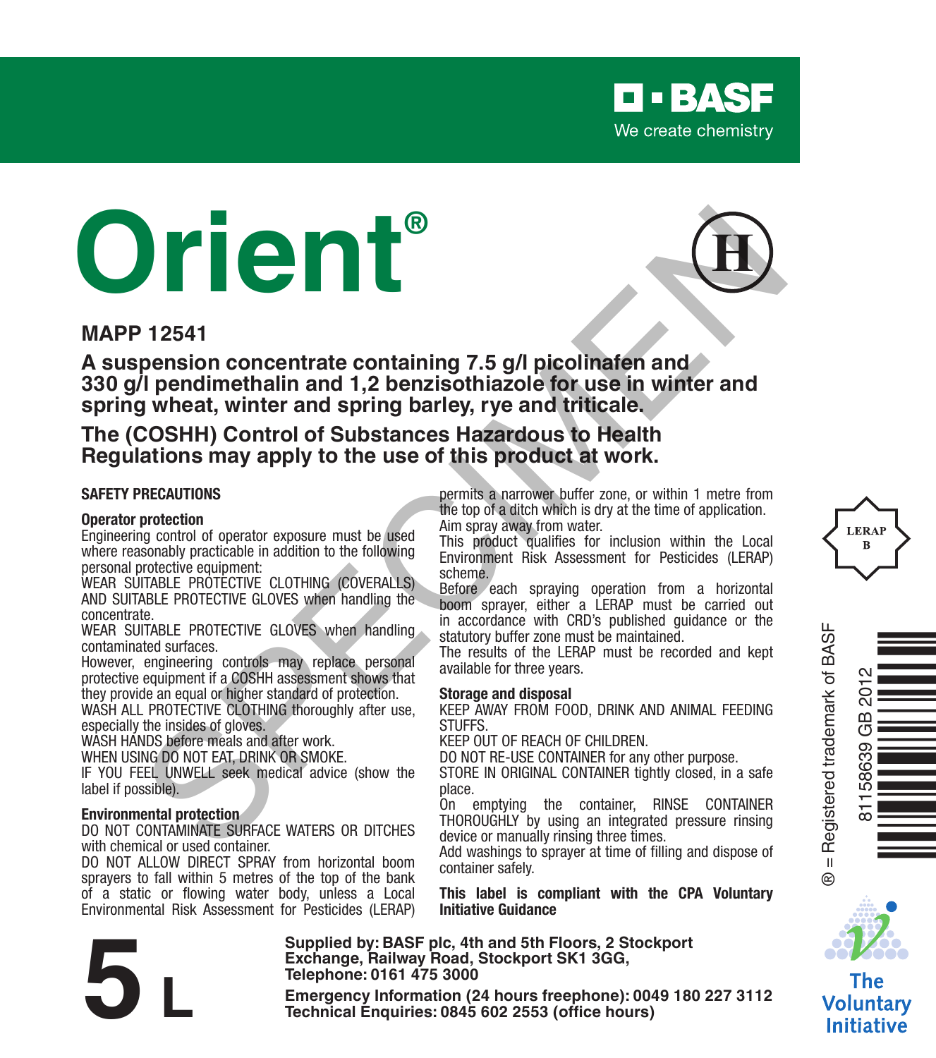BASF

We create chemistry

# Orient®

H

**MAPP 12541**

**A suspension concentrate containing 7.5 g/l picolinafen and 330 g/l pendimethalin and 1,2 benzisothiazole for use in winter and spring wheat, winter and spring barley, rye and triticale.**

**The (COSHH) Control of Substances Hazardous to Health Regulations may apply to the use of this product at work.**

## SAFETY PRECAUTIONS

### Operator protection

Engineering control of operator exposure must be used where reasonably practicable in addition to the following personal protective equipment:

WEAR SUITABLE PROTECTIVE CLOTHING (COVERALLS) AND SUITABLE PROTECTIVE GLOVES when handling the concentrate.

WEAR SUITABLE PROTECTIVE GLOVES when handling contaminated surfaces.

However, engineering controls may replace personal protective equipment if a COSHH assessment shows that they provide an equal or higher standard of protection.

WASH ALL PROTECTIVE CLOTHING thoroughly after use, especially the insides of gloves.

WASH HANDS before meals and after work.

WHEN USING DO NOT EAT, DRINK OR SMOKE.

IF YOU FEEL UNWELL seek medical advice (show the label if possible).

### Environmental protection

DO NOT CONTAMINATE SURFACE WATERS OR DITCHES with chemical or used container.

DO NOT ALLOW DIRECT SPRAY from horizontal boom sprayers to fall within 5 metres of the top of the bank of a static or flowing water body, unless a Local Environmental Risk Assessment for Pesticides (LERAP) permits a narrower buffer zone, or within 1 metre from the top of a ditch which is dry at the time of application.

Aim spray away from water.

This product qualifies for inclusion within the Local Environment Risk Assessment for Pesticides (LERAP) scheme.

Before each spraying operation from a horizontal boom sprayer, either a LERAP must be carried out in accordance with CRD's published guidance or the statutory buffer zone must be maintained.

The results of the LERAP must be recorded and kept available for three years.

### Storage and disposal

KEEP AWAY FROM FOOD, DRINK AND ANIMAL FEEDING STUFFS.

KEEP OUT OF REACH OF CHILDREN.

DO NOT RE-USE CONTAINER for any other purpose.

STORE IN ORIGINAL CONTAINER tightly closed, in a safe place.

On emptying the container, RINSE CONTAINER THOROUGHLY by using an integrated pressure rinsing device or manually rinsing three times.

Add washings to sprayer at time of filling and dispose of container safely.

**This label is compliant with the CPA Voluntary Initiative Guidance**

LERAP B

® = Registered trademark of BASF

81158639 GB 2012

The Voluntary Initiative

**5 L**

**Supplied by: BASF plc, 4th and 5th Floors, 2 Stockport Exchange, Railway Road, Stockport SK1 3GG, Telephone: 0161 475 3000**

**Emergency Information (24 hours freephone): 0049 180 227 3112**
**Technical Enquiries: 0845 602 2553 (office hours)**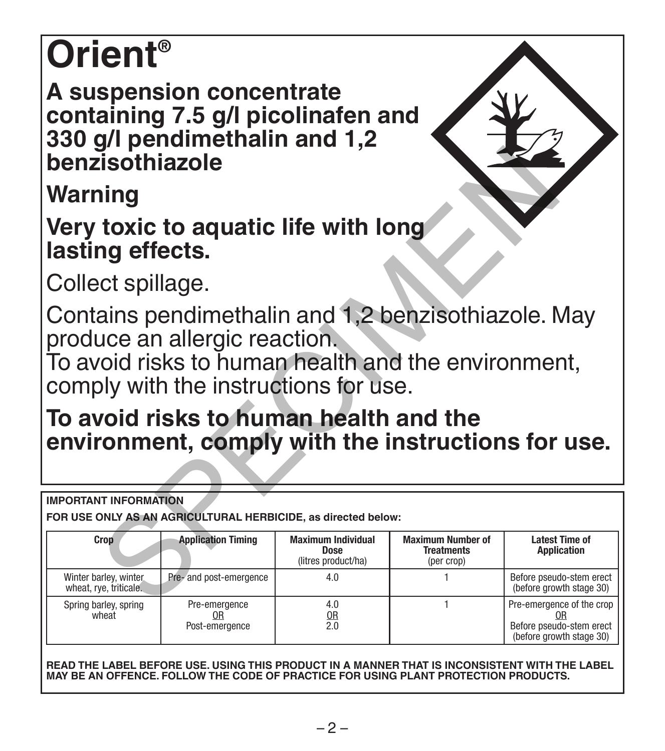# Orient®

## A suspension concentrate containing 7.5 g/l picolinafen and 330 g/l pendimethalin and 1,2 benzisothiazole

## Warning

## Very toxic to aquatic life with long lasting effects.

Collect spillage.

Contains pendimethalin and 1,2 benzisothiazole. May produce an allergic reaction.
To avoid risks to human health and the environment, comply with the instructions for use.

## To avoid risks to human health and the environment, comply with the instructions for use.

**IMPORTANT INFORMATION**

**FOR USE ONLY AS AN AGRICULTURAL HERBICIDE, as directed below:**

| Crop | Application Timing | Maximum Individual Dose (litres product/ha) | Maximum Number of Treatments (per crop) | Latest Time of Application |
|---|---|---|---|---|
| Winter barley, winter wheat, rye, triticale. | Pre- and post-emergence | 4.0 | 1 | Before pseudo-stem erect (before growth stage 30) |
| Spring barley, spring wheat | Pre-emergence <u>OR</u> Post-emergence | 4.0 <u>OR</u> 2.0 | 1 | Pre-emergence of the crop <u>OR</u> Before pseudo-stem erect (before growth stage 30) |

**READ THE LABEL BEFORE USE. USING THIS PRODUCT IN A MANNER THAT IS INCONSISTENT WITH THE LABEL MAY BE AN OFFENCE. FOLLOW THE CODE OF PRACTICE FOR USING PLANT PROTECTION PRODUCTS.**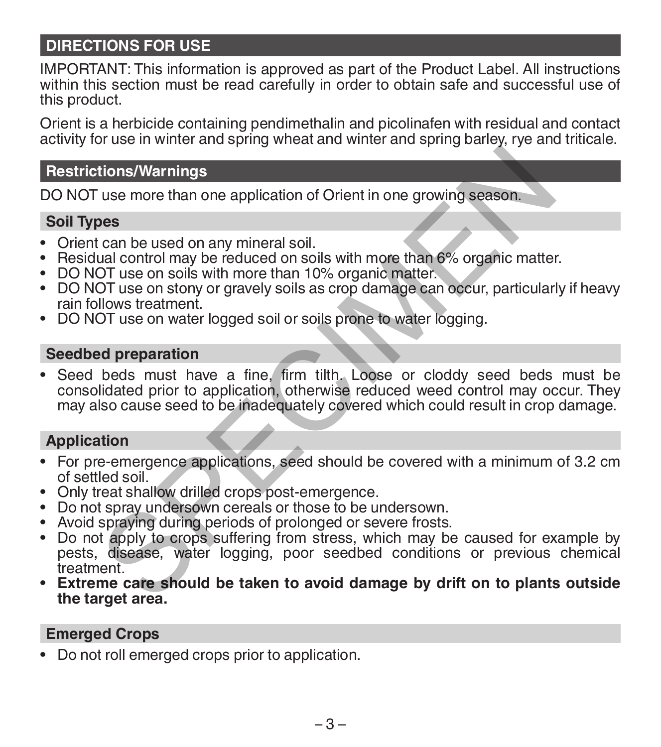## DIRECTIONS FOR USE

IMPORTANT: This information is approved as part of the Product Label. All instructions within this section must be read carefully in order to obtain safe and successful use of this product.

Orient is a herbicide containing pendimethalin and picolinafen with residual and contact activity for use in winter and spring wheat and winter and spring barley, rye and triticale.

## Restrictions/Warnings

DO NOT use more than one application of Orient in one growing season.

### Soil Types

- Orient can be used on any mineral soil.
- Residual control may be reduced on soils with more than 6% organic matter.
- DO NOT use on soils with more than 10% organic matter.
- DO NOT use on stony or gravely soils as crop damage can occur, particularly if heavy rain follows treatment.
- DO NOT use on water logged soil or soils prone to water logging.

### Seedbed preparation

- Seed beds must have a fine, firm tilth. Loose or cloddy seed beds must be consolidated prior to application, otherwise reduced weed control may occur. They may also cause seed to be inadequately covered which could result in crop damage.

### Application

- For pre-emergence applications, seed should be covered with a minimum of 3.2 cm of settled soil.
- Only treat shallow drilled crops post-emergence.
- Do not spray undersown cereals or those to be undersown.
- Avoid spraying during periods of prolonged or severe frosts.
- Do not apply to crops suffering from stress, which may be caused for example by pests, disease, water logging, poor seedbed conditions or previous chemical treatment.
- **Extreme care should be taken to avoid damage by drift on to plants outside the target area.**

### Emerged Crops

- Do not roll emerged crops prior to application.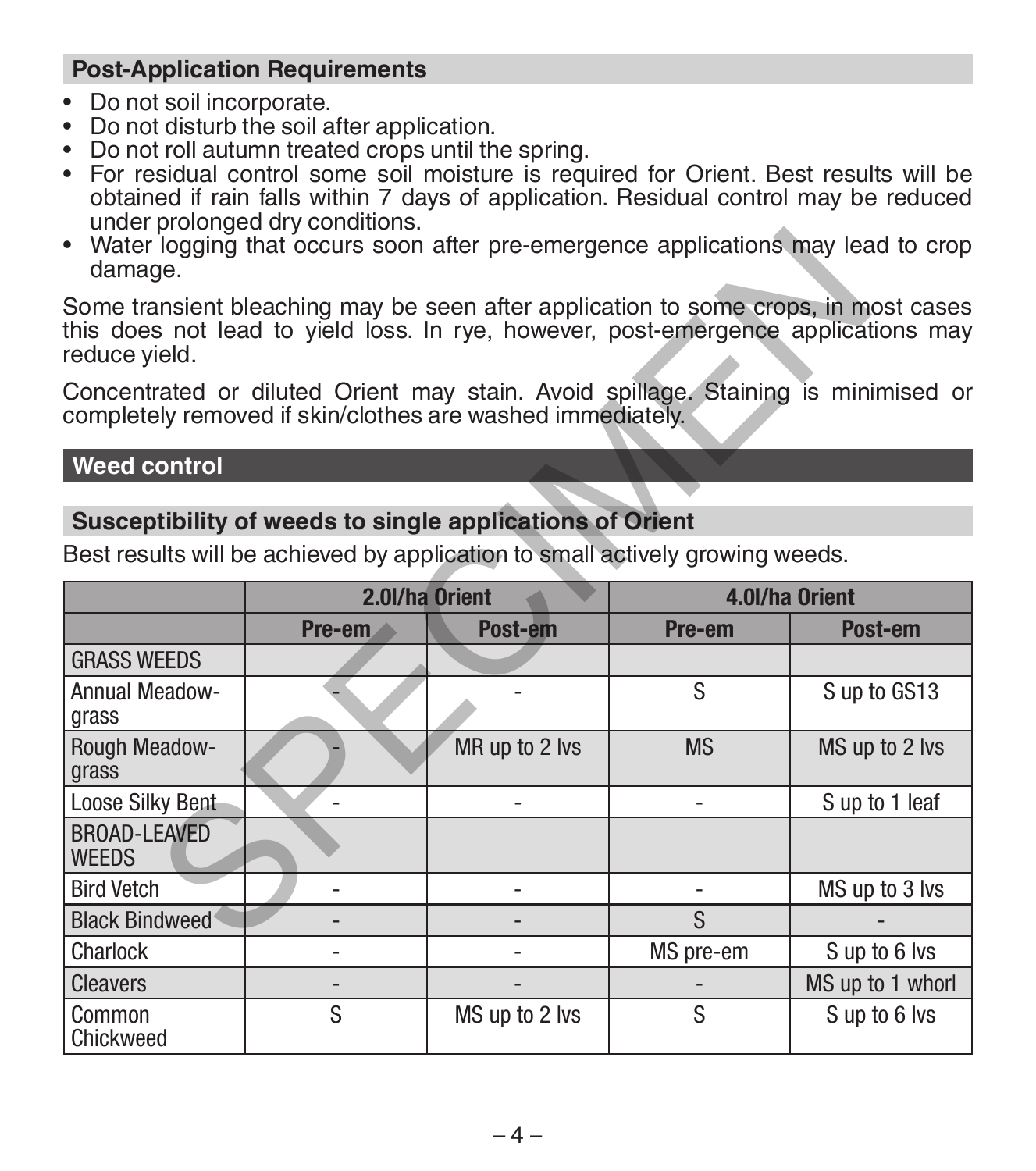## Post-Application Requirements

- Do not soil incorporate.
- Do not disturb the soil after application.
- Do not roll autumn treated crops until the spring.
- For residual control some soil moisture is required for Orient. Best results will be obtained if rain falls within 7 days of application. Residual control may be reduced under prolonged dry conditions.
- Water logging that occurs soon after pre-emergence applications may lead to crop damage.

Some transient bleaching may be seen after application to some crops, in most cases this does not lead to yield loss. In rye, however, post-emergence applications may reduce yield.

Concentrated or diluted Orient may stain. Avoid spillage. Staining is minimised or completely removed if skin/clothes are washed immediately.

## Weed control

### Susceptibility of weeds to single applications of Orient

Best results will be achieved by application to small actively growing weeds.

| | 2.0l/ha Orient | | 4.0l/ha Orient | |
|---|---|---|---|---|
| | Pre-em | Post-em | Pre-em | Post-em |
| GRASS WEEDS | | | | |
| Annual Meadow-grass | - | - | S | S up to GS13 |
| Rough Meadow-grass | - | MR up to 2 lvs | MS | MS up to 2 lvs |
| Loose Silky Bent | - | - | - | S up to 1 leaf |
| BROAD-LEAVED WEEDS | | | | |
| Bird Vetch | - | - | - | MS up to 3 lvs |
| Black Bindweed | - | - | S | - |
| Charlock | - | - | MS pre-em | S up to 6 lvs |
| Cleavers | - | - | - | MS up to 1 whorl |
| Common Chickweed | S | MS up to 2 lvs | S | S up to 6 lvs |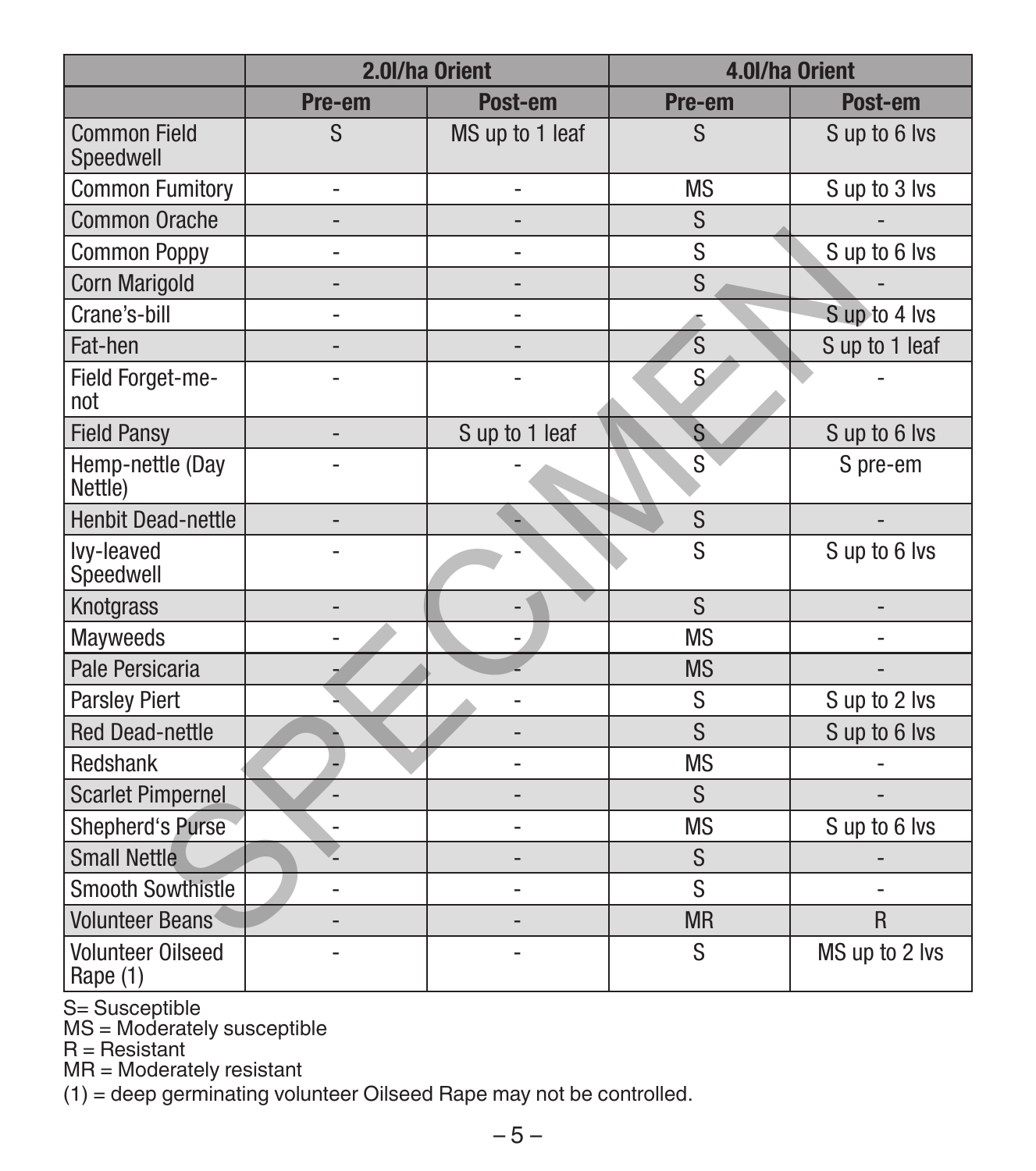| | 2.0l/ha Orient | | 4.0l/ha Orient | |
|---|---|---|---|---|
| | Pre-em | Post-em | Pre-em | Post-em |
| Common Field Speedwell | S | MS up to 1 leaf | S | S up to 6 lvs |
| Common Fumitory | - | - | MS | S up to 3 lvs |
| Common Orache | - | - | S | - |
| Common Poppy | - | - | S | S up to 6 lvs |
| Corn Marigold | - | - | S | - |
| Crane's-bill | - | - | - | S up to 4 lvs |
| Fat-hen | - | - | S | S up to 1 leaf |
| Field Forget-me-not | - | - | S | - |
| Field Pansy | - | S up to 1 leaf | S | S up to 6 lvs |
| Hemp-nettle (Day Nettle) | - | - | S | S pre-em |
| Henbit Dead-nettle | - | - | S | - |
| Ivy-leaved Speedwell | - | - | S | S up to 6 lvs |
| Knotgrass | - | - | S | - |
| Mayweeds | - | - | MS | - |
| Pale Persicaria | - | - | MS | - |
| Parsley Piert | - | - | S | S up to 2 lvs |
| Red Dead-nettle | - | - | S | S up to 6 lvs |
| Redshank | - | - | MS | - |
| Scarlet Pimpernel | - | - | S | - |
| Shepherd's Purse | - | - | MS | S up to 6 lvs |
| Small Nettle | - | - | S | - |
| Smooth Sowthistle | - | - | S | - |
| Volunteer Beans | - | - | MR | R |
| Volunteer Oilseed Rape (1) | - | - | S | MS up to 2 lvs |

S= Susceptible
MS = Moderately susceptible
R = Resistant
MR = Moderately resistant
(1) = deep germinating volunteer Oilseed Rape may not be controlled.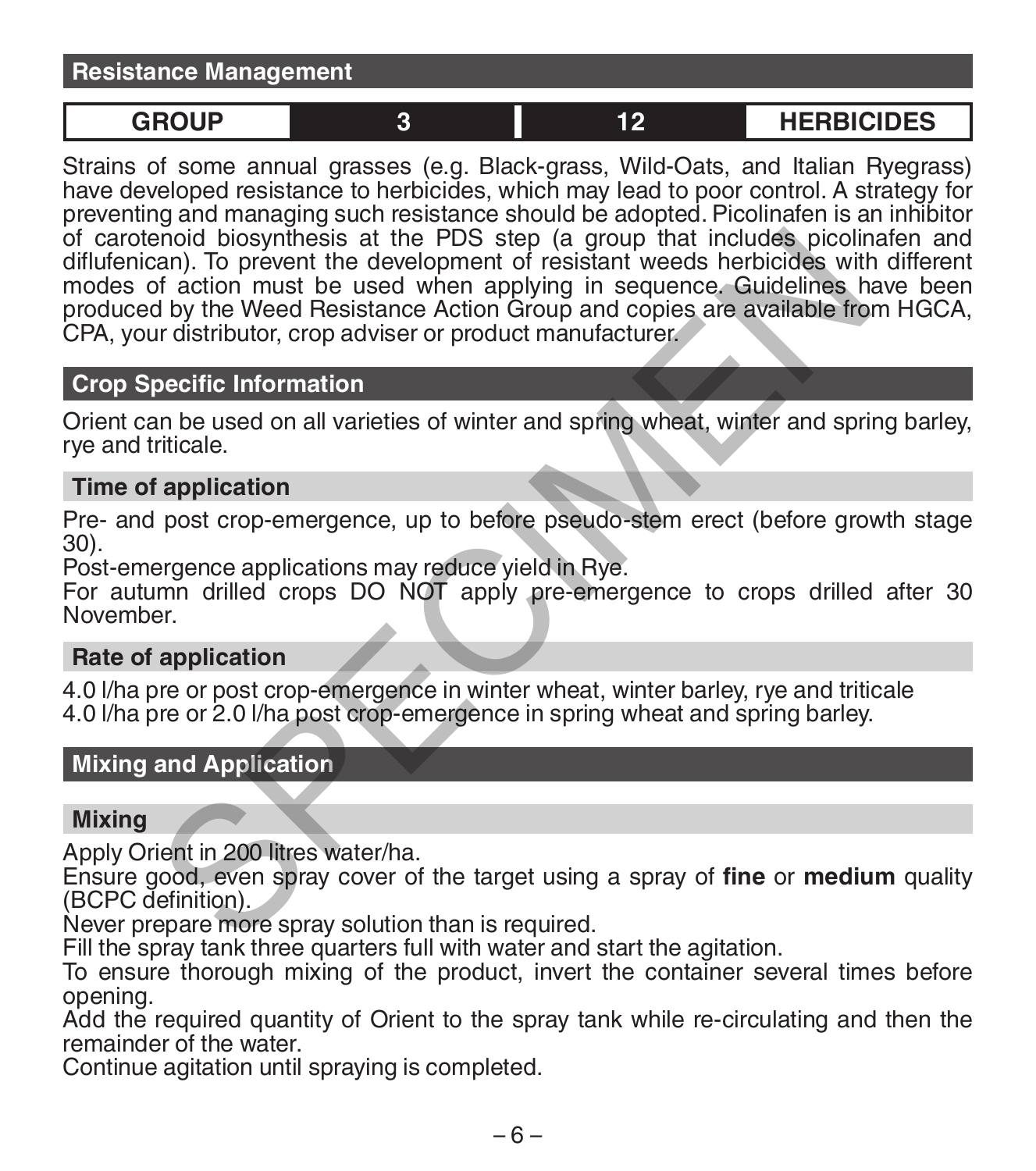## Resistance Management

| GROUP | 3 | 12 | HERBICIDES |
|---|---|---|---|

Strains of some annual grasses (e.g. Black-grass, Wild-Oats, and Italian Ryegrass) have developed resistance to herbicides, which may lead to poor control. A strategy for preventing and managing such resistance should be adopted. Picolinafen is an inhibitor of carotenoid biosynthesis at the PDS step (a group that includes picolinafen and diflufenican). To prevent the development of resistant weeds herbicides with different modes of action must be used when applying in sequence. Guidelines have been produced by the Weed Resistance Action Group and copies are available from HGCA, CPA, your distributor, crop adviser or product manufacturer.

## Crop Specific Information

Orient can be used on all varieties of winter and spring wheat, winter and spring barley, rye and triticale.

### Time of application

Pre- and post crop-emergence, up to before pseudo-stem erect (before growth stage 30).

Post-emergence applications may reduce yield in Rye.

For autumn drilled crops DO NOT apply pre-emergence to crops drilled after 30 November.

### Rate of application

4.0 l/ha pre or post crop-emergence in winter wheat, winter barley, rye and triticale

4.0 l/ha pre or 2.0 l/ha post crop-emergence in spring wheat and spring barley.

## Mixing and Application

### Mixing

Apply Orient in 200 litres water/ha.

Ensure good, even spray cover of the target using a spray of **fine** or **medium** quality (BCPC definition).

Never prepare more spray solution than is required.

Fill the spray tank three quarters full with water and start the agitation.

To ensure thorough mixing of the product, invert the container several times before opening.

Add the required quantity of Orient to the spray tank while re-circulating and then the remainder of the water.

Continue agitation until spraying is completed.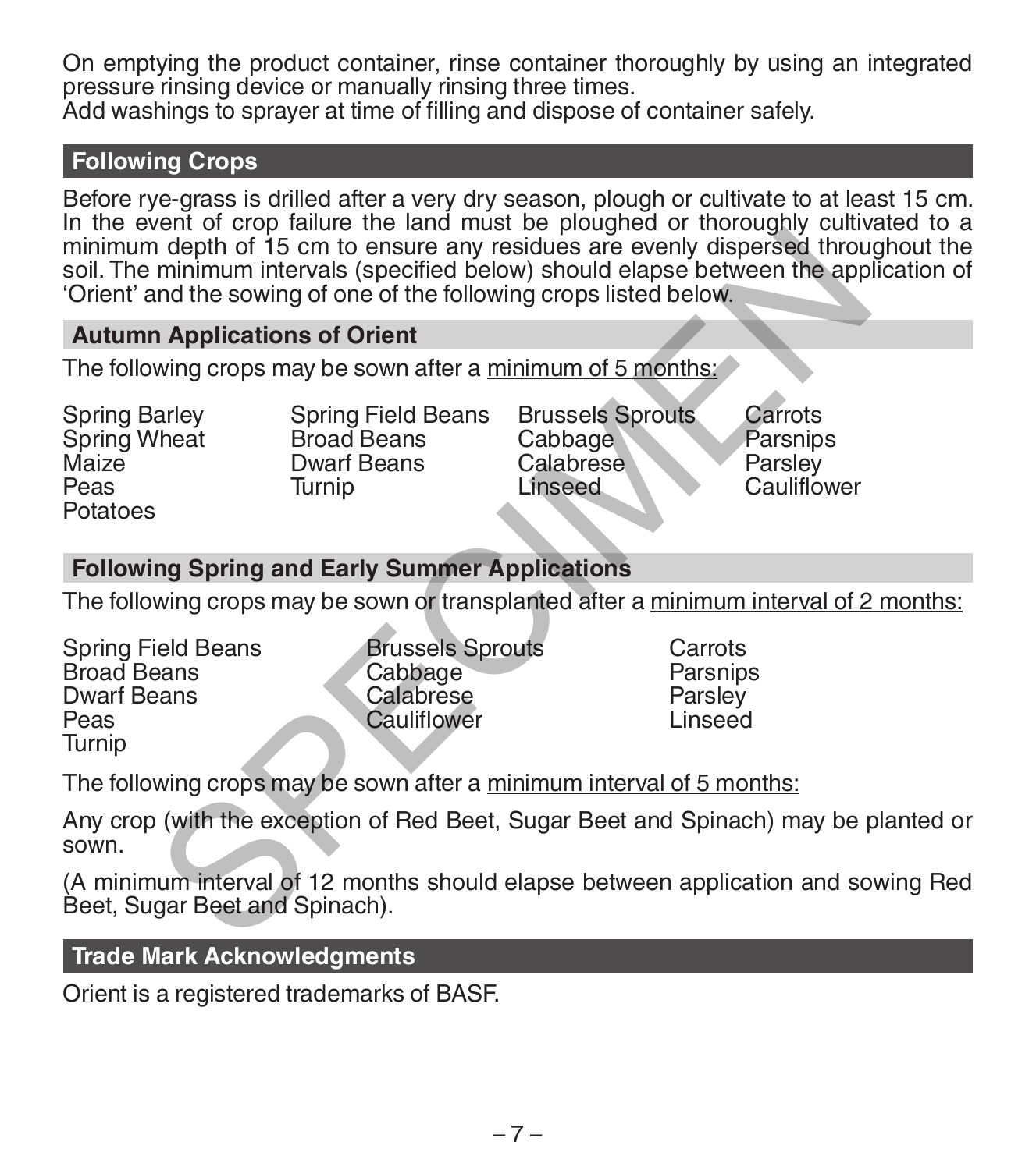On emptying the product container, rinse container thoroughly by using an integrated pressure rinsing device or manually rinsing three times.
Add washings to sprayer at time of filling and dispose of container safely.

## Following Crops

Before rye-grass is drilled after a very dry season, plough or cultivate to at least 15 cm. In the event of crop failure the land must be ploughed or thoroughly cultivated to a minimum depth of 15 cm to ensure any residues are evenly dispersed throughout the soil. The minimum intervals (specified below) should elapse between the application of 'Orient' and the sowing of one of the following crops listed below.

### Autumn Applications of Orient

The following crops may be sown after a minimum of 5 months:

| | | | |
|---|---|---|---|
| Spring Barley | Spring Field Beans | Brussels Sprouts | Carrots |
| Spring Wheat | Broad Beans | Cabbage | Parsnips |
| Maize | Dwarf Beans | Calabrese | Parsley |
| Peas | Turnip | Linseed | Cauliflower |
| Potatoes | | | |

### Following Spring and Early Summer Applications

The following crops may be sown or transplanted after a minimum interval of 2 months:

| | | |
|---|---|---|
| Spring Field Beans | Brussels Sprouts | Carrots |
| Broad Beans | Cabbage | Parsnips |
| Dwarf Beans | Calabrese | Parsley |
| Peas | Cauliflower | Linseed |
| Turnip | | |

The following crops may be sown after a minimum interval of 5 months:

Any crop (with the exception of Red Beet, Sugar Beet and Spinach) may be planted or sown.

(A minimum interval of 12 months should elapse between application and sowing Red Beet, Sugar Beet and Spinach).

## Trade Mark Acknowledgments

Orient is a registered trademarks of BASF.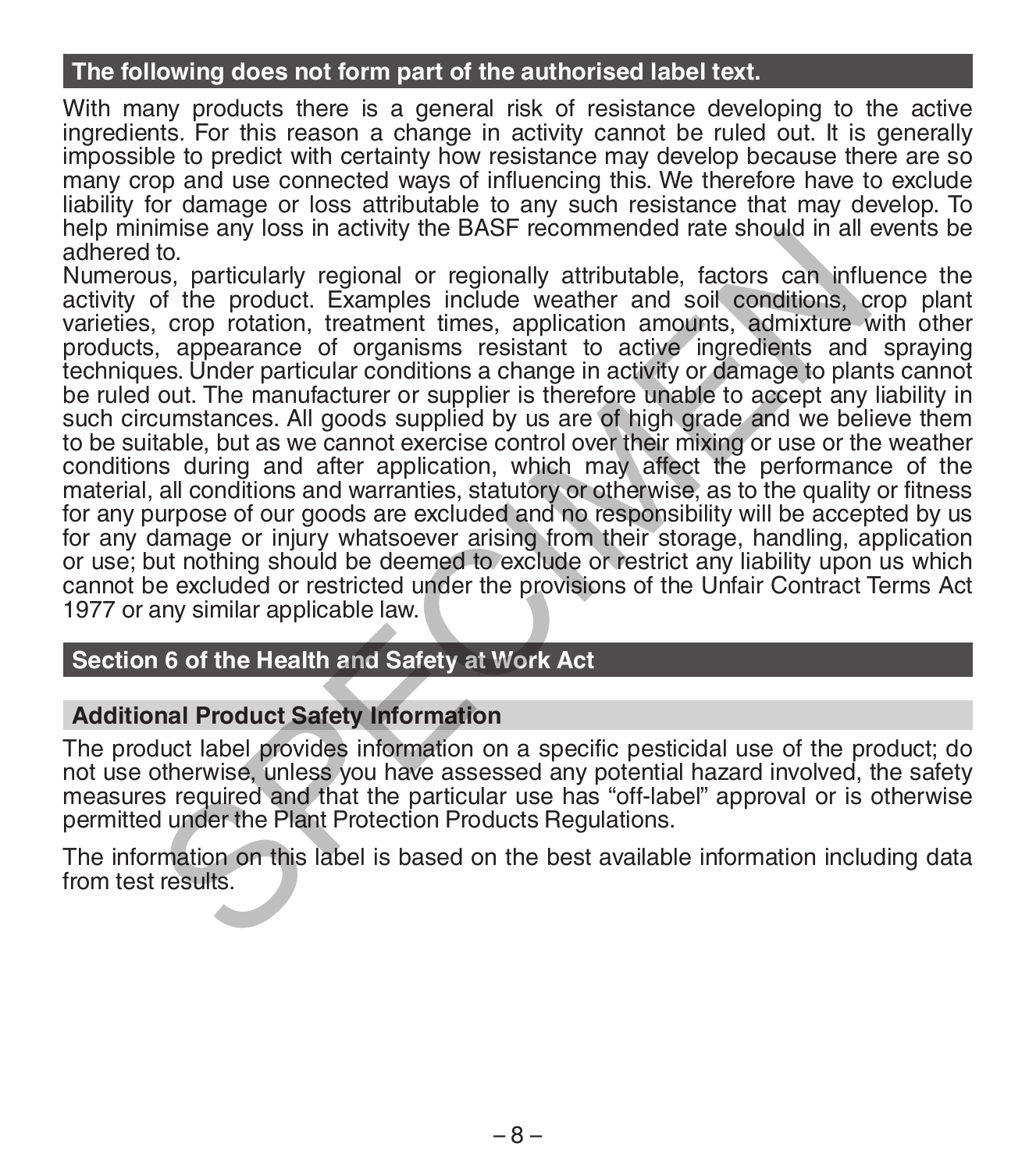## The following does not form part of the authorised label text.

With many products there is a general risk of resistance developing to the active ingredients. For this reason a change in activity cannot be ruled out. It is generally impossible to predict with certainty how resistance may develop because there are so many crop and use connected ways of influencing this. We therefore have to exclude liability for damage or loss attributable to any such resistance that may develop. To help minimise any loss in activity the BASF recommended rate should in all events be adhered to.

Numerous, particularly regional or regionally attributable, factors can influence the activity of the product. Examples include weather and soil conditions, crop plant varieties, crop rotation, treatment times, application amounts, admixture with other products, appearance of organisms resistant to active ingredients and spraying techniques. Under particular conditions a change in activity or damage to plants cannot be ruled out. The manufacturer or supplier is therefore unable to accept any liability in such circumstances. All goods supplied by us are of high grade and we believe them to be suitable, but as we cannot exercise control over their mixing or use or the weather conditions during and after application, which may affect the performance of the material, all conditions and warranties, statutory or otherwise, as to the quality or fitness for any purpose of our goods are excluded and no responsibility will be accepted by us for any damage or injury whatsoever arising from their storage, handling, application or use; but nothing should be deemed to exclude or restrict any liability upon us which cannot be excluded or restricted under the provisions of the Unfair Contract Terms Act 1977 or any similar applicable law.

## Section 6 of the Health and Safety at Work Act

### Additional Product Safety Information

The product label provides information on a specific pesticidal use of the product; do not use otherwise, unless you have assessed any potential hazard involved, the safety measures required and that the particular use has "off-label" approval or is otherwise permitted under the Plant Protection Products Regulations.

The information on this label is based on the best available information including data from test results.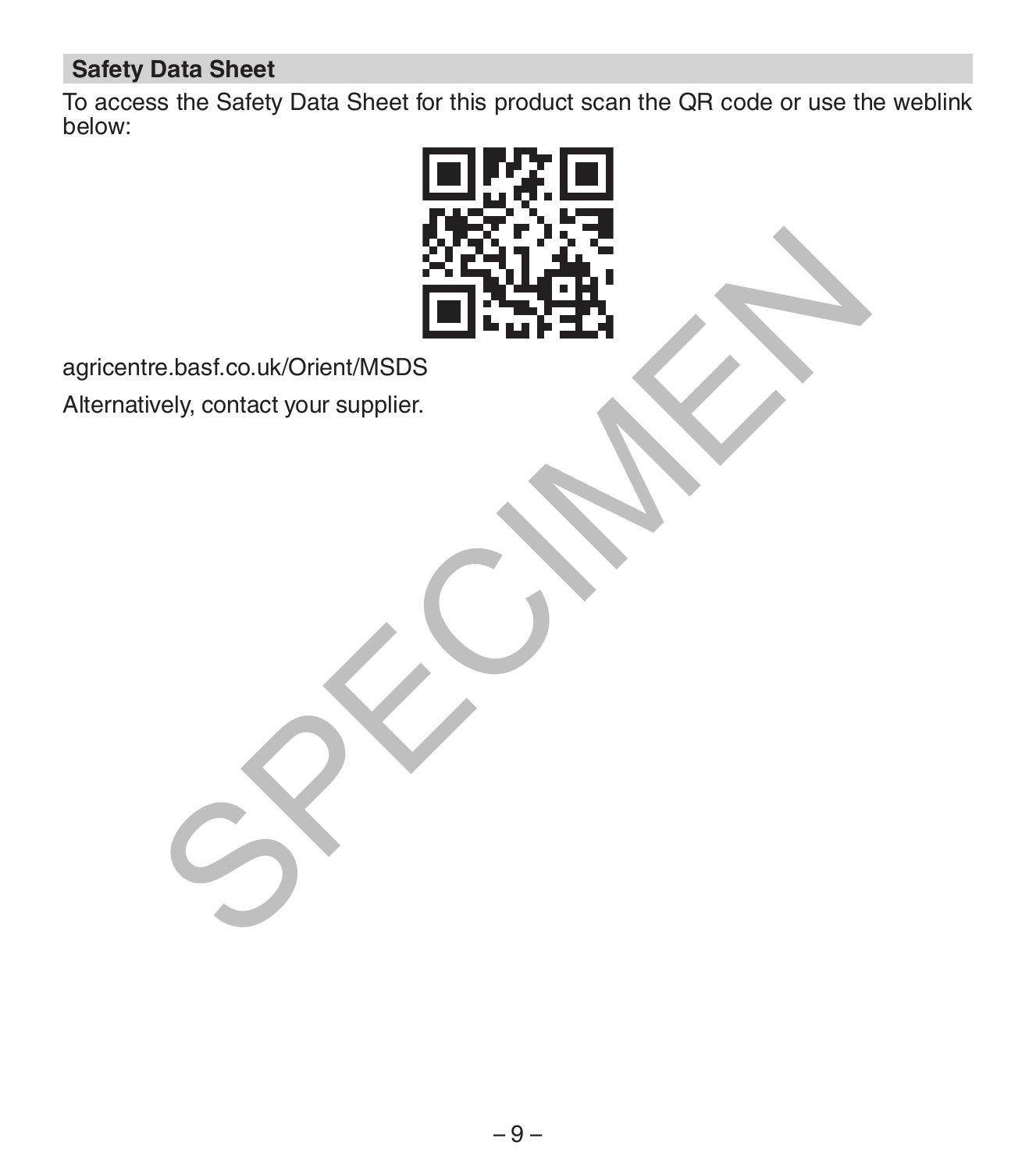## Safety Data Sheet

To access the Safety Data Sheet for this product scan the QR code or use the weblink below:

agricentre.basf.co.uk/Orient/MSDS

Alternatively, contact your supplier.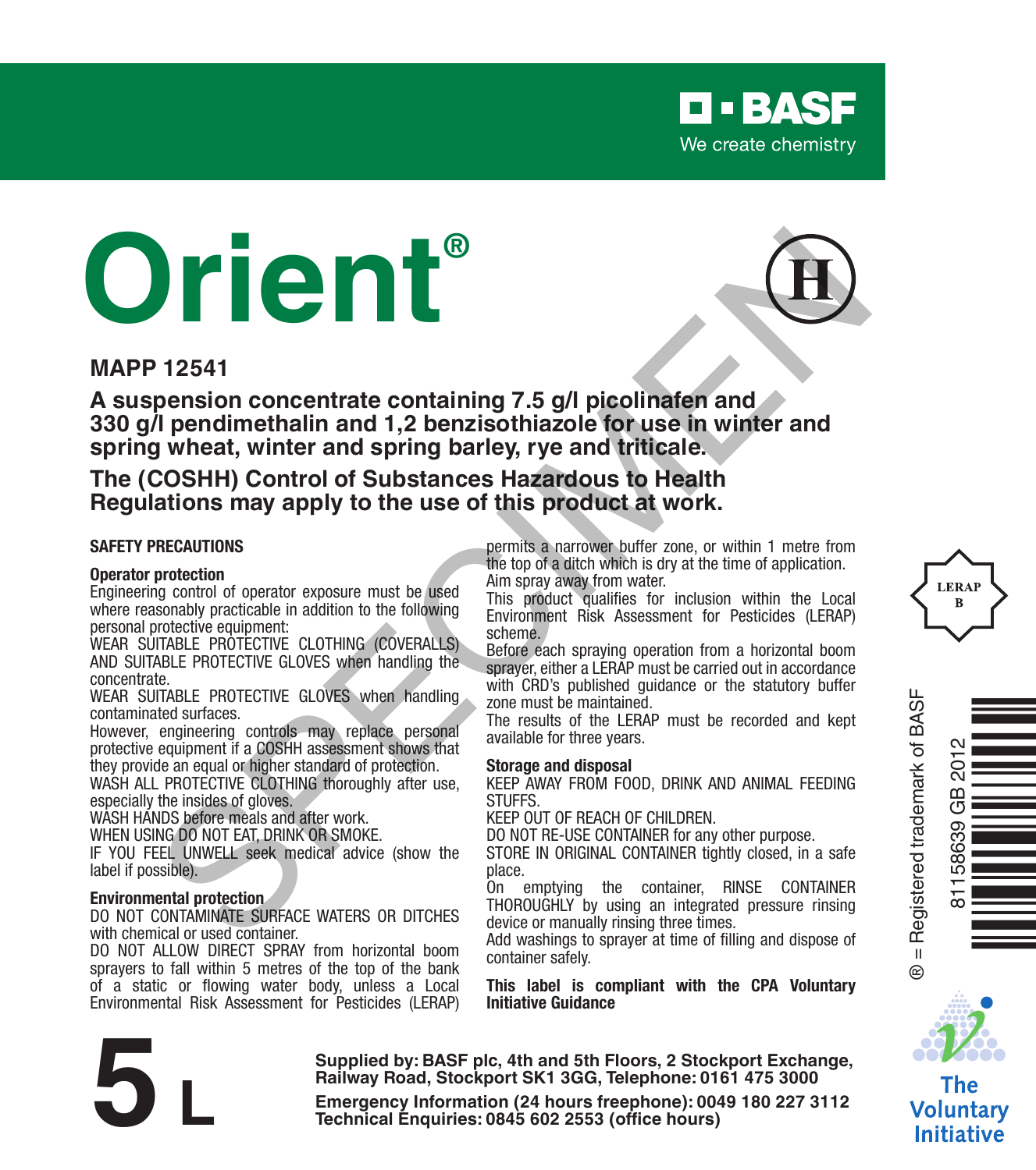BASF

We create chemistry

# Orient®

H

**MAPP 12541**

**A suspension concentrate containing 7.5 g/l picolinafen and 330 g/l pendimethalin and 1,2 benzisothiazole for use in winter and spring wheat, winter and spring barley, rye and triticale.**

**The (COSHH) Control of Substances Hazardous to Health Regulations may apply to the use of this product at work.**

## SAFETY PRECAUTIONS

### Operator protection

Engineering control of operator exposure must be used where reasonably practicable in addition to the following personal protective equipment:

WEAR SUITABLE PROTECTIVE CLOTHING (COVERALLS) AND SUITABLE PROTECTIVE GLOVES when handling the concentrate.

WEAR SUITABLE PROTECTIVE GLOVES when handling contaminated surfaces.

However, engineering controls may replace personal protective equipment if a COSHH assessment shows that they provide an equal or higher standard of protection.

WASH ALL PROTECTIVE CLOTHING thoroughly after use, especially the insides of gloves.

WASH HANDS before meals and after work.

WHEN USING DO NOT EAT, DRINK OR SMOKE.

IF YOU FEEL UNWELL seek medical advice (show the label if possible).

### Environmental protection

DO NOT CONTAMINATE SURFACE WATERS OR DITCHES with chemical or used container.

DO NOT ALLOW DIRECT SPRAY from horizontal boom sprayers to fall within 5 metres of the top of the bank of a static or flowing water body, unless a Local Environmental Risk Assessment for Pesticides (LERAP) permits a narrower buffer zone, or within 1 metre from the top of a ditch which is dry at the time of application. Aim spray away from water.

This product qualifies for inclusion within the Local Environment Risk Assessment for Pesticides (LERAP) scheme.

Before each spraying operation from a horizontal boom sprayer, either a LERAP must be carried out in accordance with CRD's published guidance or the statutory buffer zone must be maintained.

The results of the LERAP must be recorded and kept available for three years.

### Storage and disposal

KEEP AWAY FROM FOOD, DRINK AND ANIMAL FEEDING STUFFS.

KEEP OUT OF REACH OF CHILDREN.

DO NOT RE-USE CONTAINER for any other purpose.

STORE IN ORIGINAL CONTAINER tightly closed, in a safe place.

On emptying the container, RINSE CONTAINER THOROUGHLY by using an integrated pressure rinsing device or manually rinsing three times.

Add washings to sprayer at time of filling and dispose of container safely.

**This label is compliant with the CPA Voluntary Initiative Guidance**

LERAP B

® = Registered trademark of BASF

81158639 GB 2012

The Voluntary Initiative

**5 L**

**Supplied by: BASF plc, 4th and 5th Floors, 2 Stockport Exchange, Railway Road, Stockport SK1 3GG, Telephone: 0161 475 3000**

**Emergency Information (24 hours freephone): 0049 180 227 3112**
**Technical Enquiries: 0845 602 2553 (office hours)**